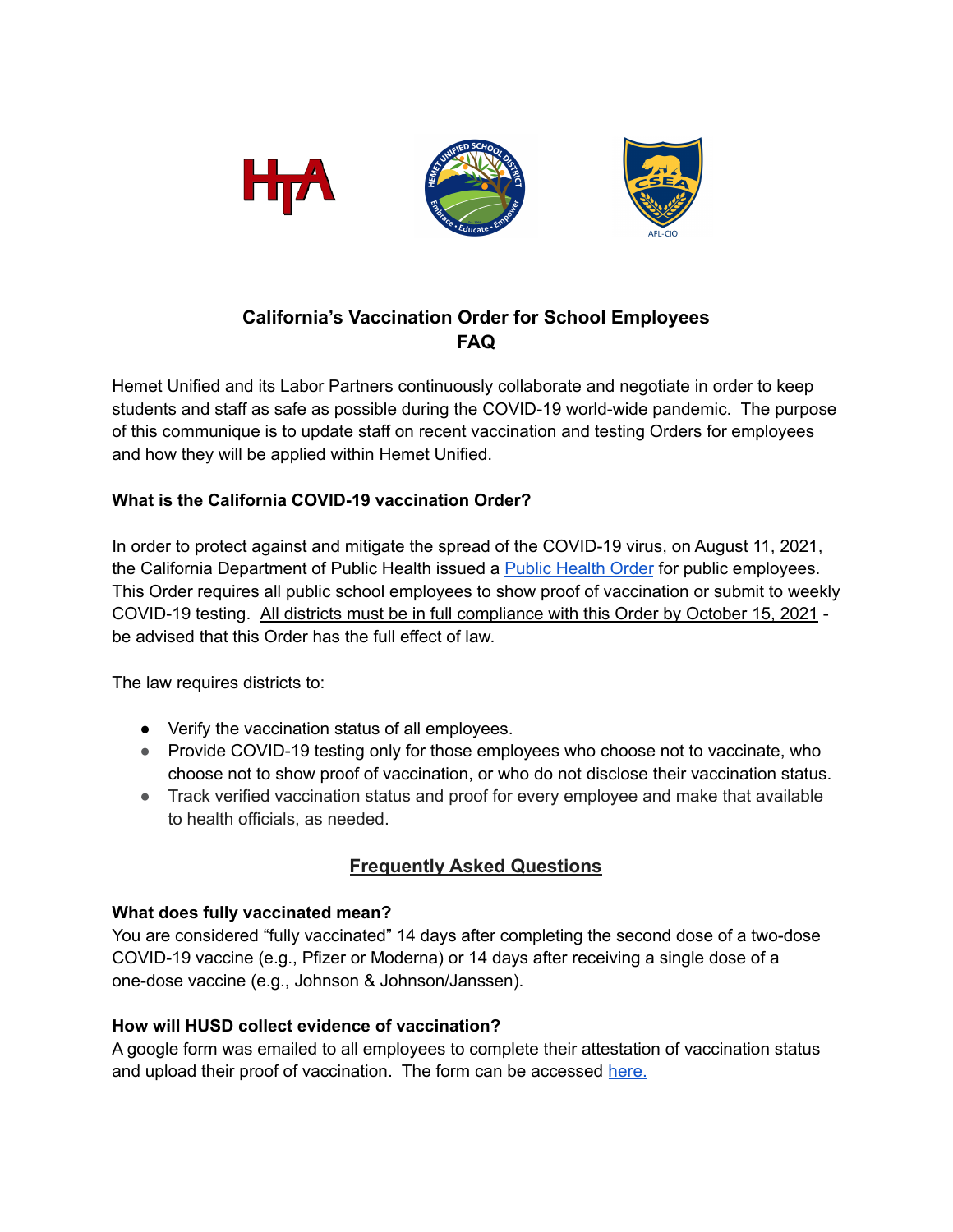# California's Vaccination Order for School Employees FAQ

Hemet Unified and its Labor Partners continuously collaborate and negotiate in order to keep students and staff as safe as possible during the COVID-19 world-wide pandemic. The purpose of this communique is to update staff on recent vaccination and testing Orders for employees and how they will be applied within Hemet Unified.

**What is the California COVID-19 vaccination Order?**

In order to protect against and mitigate the spread of the COVID-19 virus, on August 11, 2021, the California Department of Public Health issued a Public Health Order for public employees. This Order requires all public school employees to show proof of vaccination or submit to weekly COVID-19 testing. All districts must be in full compliance with this Order by October 15, 2021 - be advised that this Order has the full effect of law.

The law requires districts to:

- Verify the vaccination status of all employees.
- Provide COVID-19 testing only for those employees who choose not to vaccinate, who choose not to show proof of vaccination, or who do not disclose their vaccination status.
- Track verified vaccination status and proof for every employee and make that available to health officials, as needed.

## Frequently Asked Questions

**What does fully vaccinated mean?**
You are considered "fully vaccinated" 14 days after completing the second dose of a two-dose COVID-19 vaccine (e.g., Pfizer or Moderna) or 14 days after receiving a single dose of a one-dose vaccine (e.g., Johnson & Johnson/Janssen).

**How will HUSD collect evidence of vaccination?**
A google form was emailed to all employees to complete their attestation of vaccination status and upload their proof of vaccination. The form can be accessed here.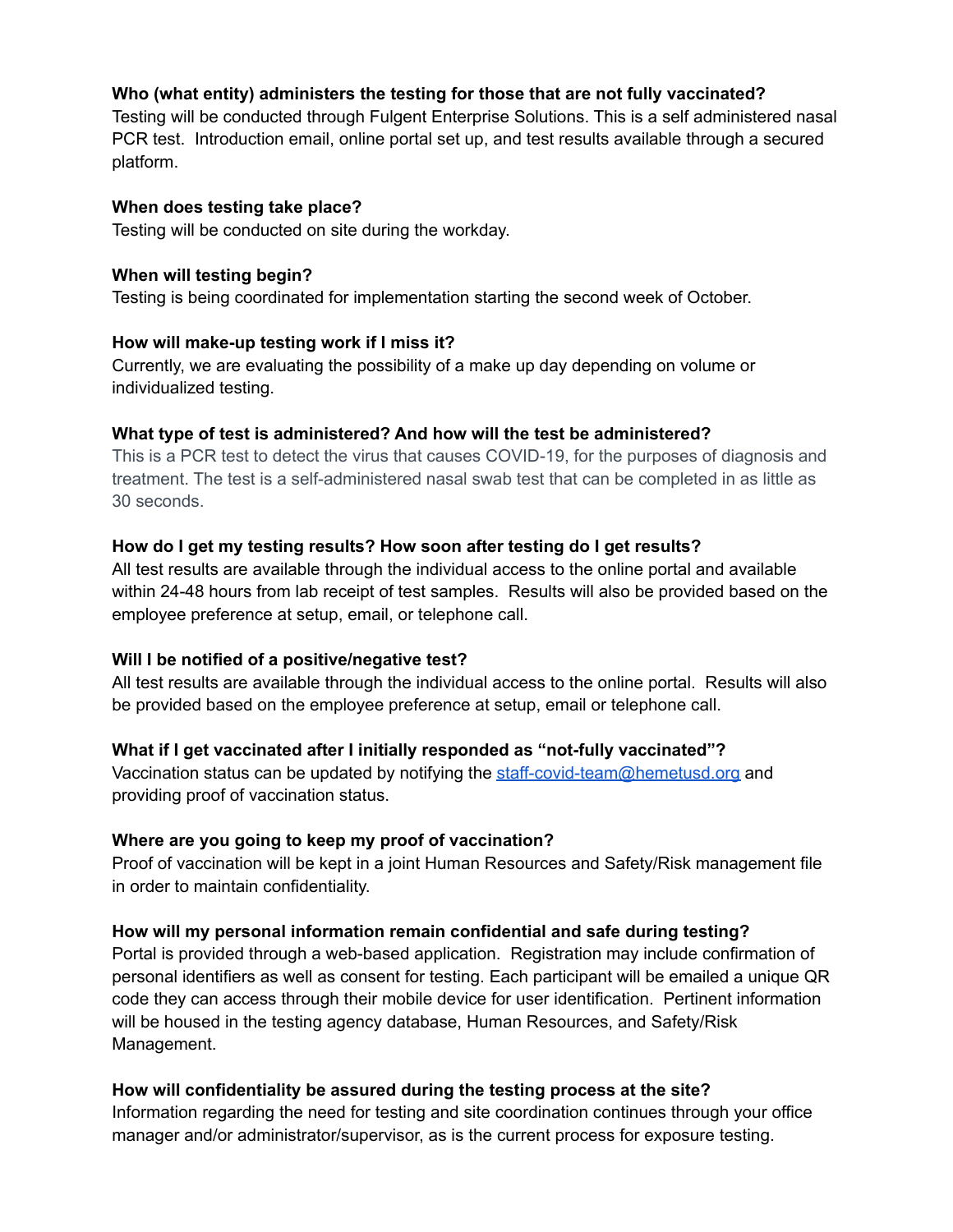**Who (what entity) administers the testing for those that are not fully vaccinated?**
Testing will be conducted through Fulgent Enterprise Solutions. This is a self administered nasal PCR test. Introduction email, online portal set up, and test results available through a secured platform.

**When does testing take place?**
Testing will be conducted on site during the workday.

**When will testing begin?**
Testing is being coordinated for implementation starting the second week of October.

**How will make-up testing work if I miss it?**
Currently, we are evaluating the possibility of a make up day depending on volume or individualized testing.

**What type of test is administered? And how will the test be administered?**
This is a PCR test to detect the virus that causes COVID-19, for the purposes of diagnosis and treatment. The test is a self-administered nasal swab test that can be completed in as little as 30 seconds.

**How do I get my testing results? How soon after testing do I get results?**
All test results are available through the individual access to the online portal and available within 24-48 hours from lab receipt of test samples. Results will also be provided based on the employee preference at setup, email, or telephone call.

**Will I be notified of a positive/negative test?**
All test results are available through the individual access to the online portal. Results will also be provided based on the employee preference at setup, email or telephone call.

**What if I get vaccinated after I initially responded as "not-fully vaccinated"?**
Vaccination status can be updated by notifying the [staff-covid-team@hemetusd.org](mailto:staff-covid-team@hemetusd.org) and providing proof of vaccination status.

**Where are you going to keep my proof of vaccination?**
Proof of vaccination will be kept in a joint Human Resources and Safety/Risk management file in order to maintain confidentiality.

**How will my personal information remain confidential and safe during testing?**
Portal is provided through a web-based application. Registration may include confirmation of personal identifiers as well as consent for testing. Each participant will be emailed a unique QR code they can access through their mobile device for user identification. Pertinent information will be housed in the testing agency database, Human Resources, and Safety/Risk Management.

**How will confidentiality be assured during the testing process at the site?**
Information regarding the need for testing and site coordination continues through your office manager and/or administrator/supervisor, as is the current process for exposure testing.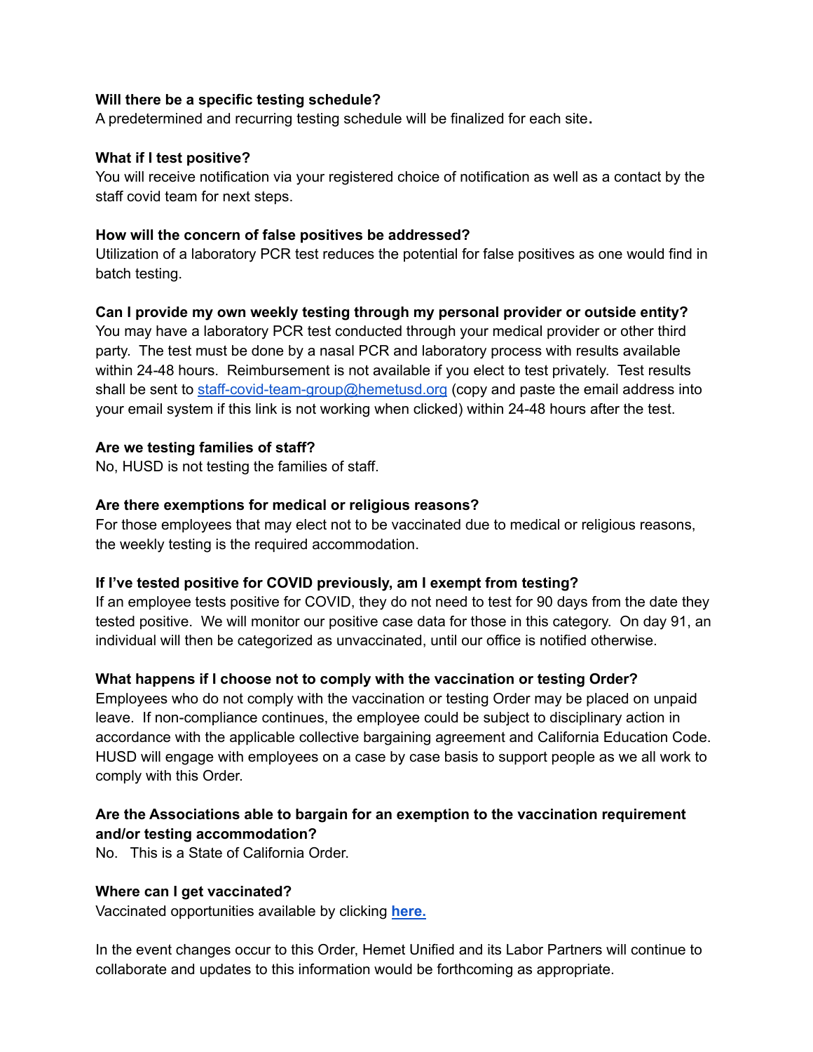**Will there be a specific testing schedule?**
A predetermined and recurring testing schedule will be finalized for each site.

**What if I test positive?**
You will receive notification via your registered choice of notification as well as a contact by the staff covid team for next steps.

**How will the concern of false positives be addressed?**
Utilization of a laboratory PCR test reduces the potential for false positives as one would find in batch testing.

**Can I provide my own weekly testing through my personal provider or outside entity?**
You may have a laboratory PCR test conducted through your medical provider or other third party. The test must be done by a nasal PCR and laboratory process with results available within 24-48 hours. Reimbursement is not available if you elect to test privately. Test results shall be sent to [staff-covid-team-group@hemetusd.org](mailto:staff-covid-team-group@hemetusd.org) (copy and paste the email address into your email system if this link is not working when clicked) within 24-48 hours after the test.

**Are we testing families of staff?**
No, HUSD is not testing the families of staff.

**Are there exemptions for medical or religious reasons?**
For those employees that may elect not to be vaccinated due to medical or religious reasons, the weekly testing is the required accommodation.

**If I've tested positive for COVID previously, am I exempt from testing?**
If an employee tests positive for COVID, they do not need to test for 90 days from the date they tested positive. We will monitor our positive case data for those in this category. On day 91, an individual will then be categorized as unvaccinated, until our office is notified otherwise.

**What happens if I choose not to comply with the vaccination or testing Order?**
Employees who do not comply with the vaccination or testing Order may be placed on unpaid leave. If non-compliance continues, the employee could be subject to disciplinary action in accordance with the applicable collective bargaining agreement and California Education Code. HUSD will engage with employees on a case by case basis to support people as we all work to comply with this Order.

**Are the Associations able to bargain for an exemption to the vaccination requirement and/or testing accommodation?**
No. This is a State of California Order.

**Where can I get vaccinated?**
Vaccinated opportunities available by clicking **here.**

In the event changes occur to this Order, Hemet Unified and its Labor Partners will continue to collaborate and updates to this information would be forthcoming as appropriate.